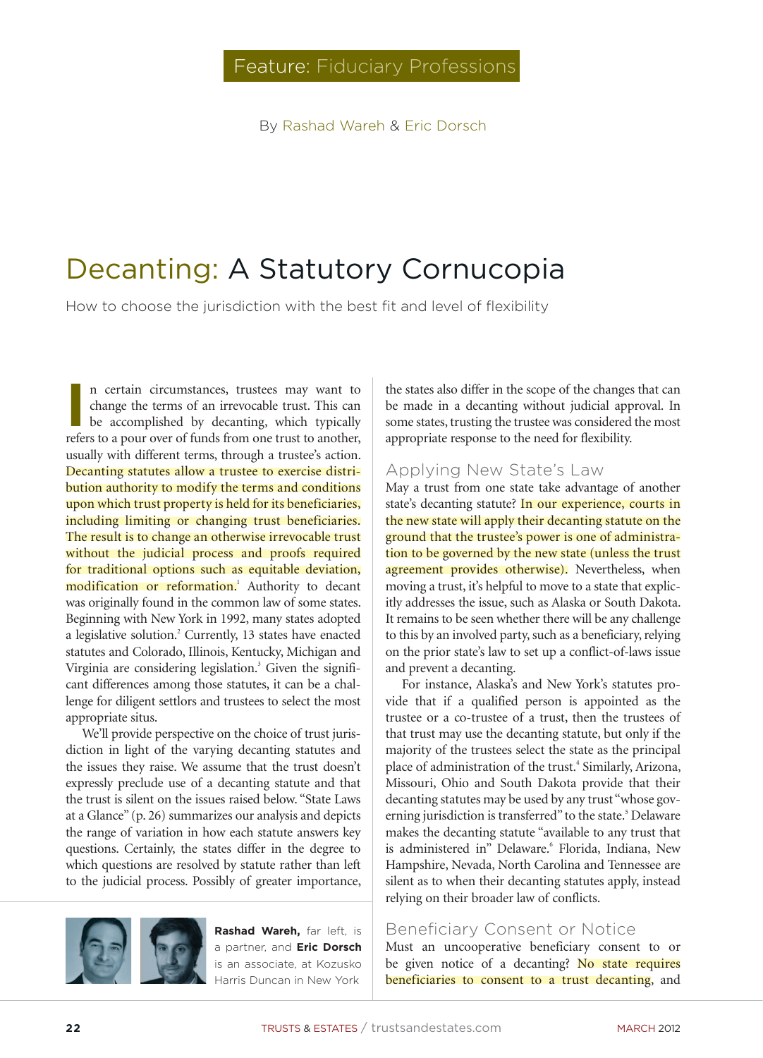Feature: Fiduciary Professions

By Rashad Wareh & Eric Dorsch

# Decanting: A Statutory Cornucopia

How to choose the jurisdiction with the best fit and level of flexibility

In certain circumstances, trustees may want to change the terms of an irrevocable trust. This can be accomplished by decanting, which typically refers to a pour over of funds from one trust to another, usually with different terms, through a trustee's action. Decanting statutes allow a trustee to exercise distribution authority to modify the terms and conditions upon which trust property is held for its beneficiaries, including limiting or changing trust beneficiaries. The result is to change an otherwise irrevocable trust without the judicial process and proofs required for traditional options such as equitable deviation, modification or reformation.[1] Authority to decant was originally found in the common law of some states. Beginning with New York in 1992, many states adopted a legislative solution.[2] Currently, 13 states have enacted statutes and Colorado, Illinois, Kentucky, Michigan and Virginia are considering legislation.[3] Given the significant differences among those statutes, it can be a challenge for diligent settlors and trustees to select the most appropriate situs.

We'll provide perspective on the choice of trust jurisdiction in light of the varying decanting statutes and the issues they raise. We assume that the trust doesn't expressly preclude use of a decanting statute and that the trust is silent on the issues raised below. "State Laws at a Glance" (p. 26) summarizes our analysis and depicts the range of variation in how each statute answers key questions. Certainly, the states differ in the degree to which questions are resolved by statute rather than left to the judicial process. Possibly of greater importance, the states also differ in the scope of the changes that can be made in a decanting without judicial approval. In some states, trusting the trustee was considered the most appropriate response to the need for flexibility.

**Rashad Wareh,** far left, is a partner, and **Eric Dorsch** is an associate, at Kozusko Harris Duncan in New York

## Applying New State's Law

May a trust from one state take advantage of another state's decanting statute? In our experience, courts in the new state will apply their decanting statute on the ground that the trustee's power is one of administration to be governed by the new state (unless the trust agreement provides otherwise). Nevertheless, when moving a trust, it's helpful to move to a state that explicitly addresses the issue, such as Alaska or South Dakota. It remains to be seen whether there will be any challenge to this by an involved party, such as a beneficiary, relying on the prior state's law to set up a conflict-of-laws issue and prevent a decanting.

For instance, Alaska's and New York's statutes provide that if a qualified person is appointed as the trustee or a co-trustee of a trust, then the trustees of that trust may use the decanting statute, but only if the majority of the trustees select the state as the principal place of administration of the trust.[4] Similarly, Arizona, Missouri, Ohio and South Dakota provide that their decanting statutes may be used by any trust "whose governing jurisdiction is transferred" to the state.[5] Delaware makes the decanting statute "available to any trust that is administered in" Delaware.[6] Florida, Indiana, New Hampshire, Nevada, North Carolina and Tennessee are silent as to when their decanting statutes apply, instead relying on their broader law of conflicts.

## Beneficiary Consent or Notice

Must an uncooperative beneficiary consent to or be given notice of a decanting? No state requires beneficiaries to consent to a trust decanting, and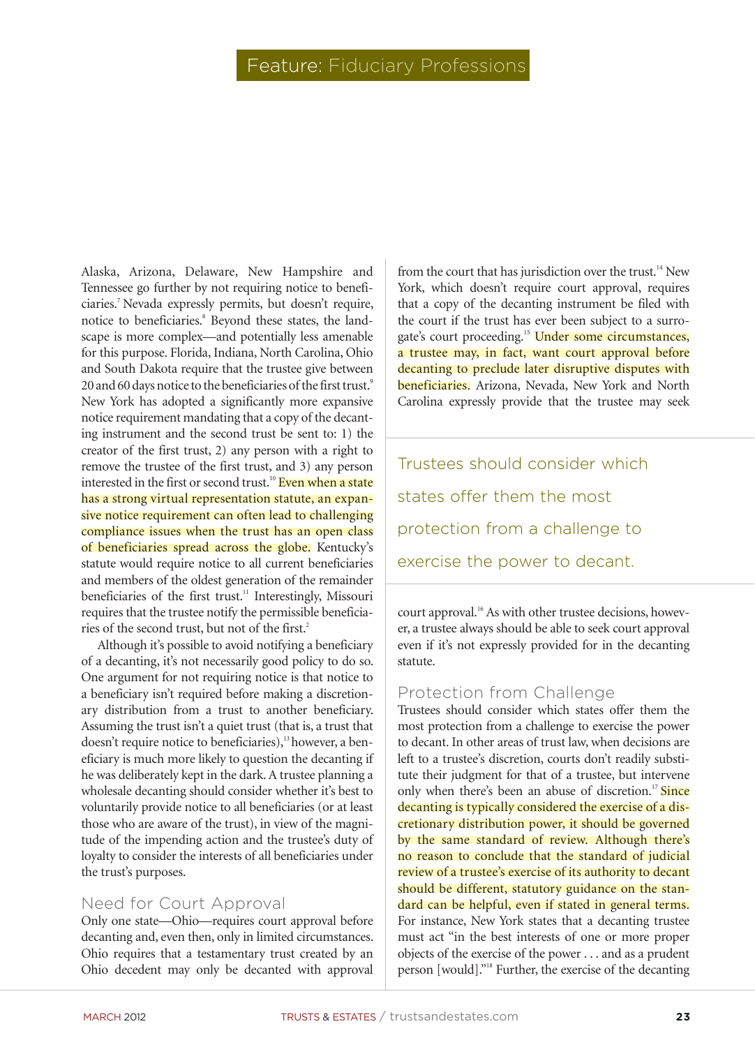Alaska, Arizona, Delaware, New Hampshire and Tennessee go further by not requiring notice to beneficiaries.[7] Nevada expressly permits, but doesn't require, notice to beneficiaries.[8] Beyond these states, the landscape is more complex—and potentially less amenable for this purpose. Florida, Indiana, North Carolina, Ohio and South Dakota require that the trustee give between 20 and 60 days notice to the beneficiaries of the first trust.[9] New York has adopted a significantly more expansive notice requirement mandating that a copy of the decanting instrument and the second trust be sent to: 1) the creator of the first trust, 2) any person with a right to remove the trustee of the first trust, and 3) any person interested in the first or second trust.[10] Even when a state has a strong virtual representation statute, an expansive notice requirement can often lead to challenging compliance issues when the trust has an open class of beneficiaries spread across the globe. Kentucky's statute would require notice to all current beneficiaries and members of the oldest generation of the remainder beneficiaries of the first trust.[11] Interestingly, Missouri requires that the trustee notify the permissible beneficiaries of the second trust, but not of the first.[2]

Although it's possible to avoid notifying a beneficiary of a decanting, it's not necessarily good policy to do so. One argument for not requiring notice is that notice to a beneficiary isn't required before making a discretionary distribution from a trust to another beneficiary. Assuming the trust isn't a quiet trust (that is, a trust that doesn't require notice to beneficiaries),[13] however, a beneficiary is much more likely to question the decanting if he was deliberately kept in the dark. A trustee planning a wholesale decanting should consider whether it's best to voluntarily provide notice to all beneficiaries (or at least those who are aware of the trust), in view of the magnitude of the impending action and the trustee's duty of loyalty to consider the interests of all beneficiaries under the trust's purposes.

## Need for Court Approval

Only one state—Ohio—requires court approval before decanting and, even then, only in limited circumstances. Ohio requires that a testamentary trust created by an Ohio decedent may only be decanted with approval from the court that has jurisdiction over the trust.[14] New York, which doesn't require court approval, requires that a copy of the decanting instrument be filed with the court if the trust has ever been subject to a surrogate's court proceeding.[15] Under some circumstances, a trustee may, in fact, want court approval before decanting to preclude later disruptive disputes with beneficiaries. Arizona, Nevada, New York and North Carolina expressly provide that the trustee may seek court approval.[16] As with other trustee decisions, however, a trustee always should be able to seek court approval even if it's not expressly provided for in the decanting statute.

> Trustees should consider which states offer them the most protection from a challenge to exercise the power to decant.

## Protection from Challenge

Trustees should consider which states offer them the most protection from a challenge to exercise the power to decant. In other areas of trust law, when decisions are left to a trustee's discretion, courts don't readily substitute their judgment for that of a trustee, but intervene only when there's been an abuse of discretion.[17] Since decanting is typically considered the exercise of a discretionary distribution power, it should be governed by the same standard of review. Although there's no reason to conclude that the standard of judicial review of a trustee's exercise of its authority to decant should be different, statutory guidance on the standard can be helpful, even if stated in general terms. For instance, New York states that a decanting trustee must act "in the best interests of one or more proper objects of the exercise of the power . . . and as a prudent person [would]."[18] Further, the exercise of the decanting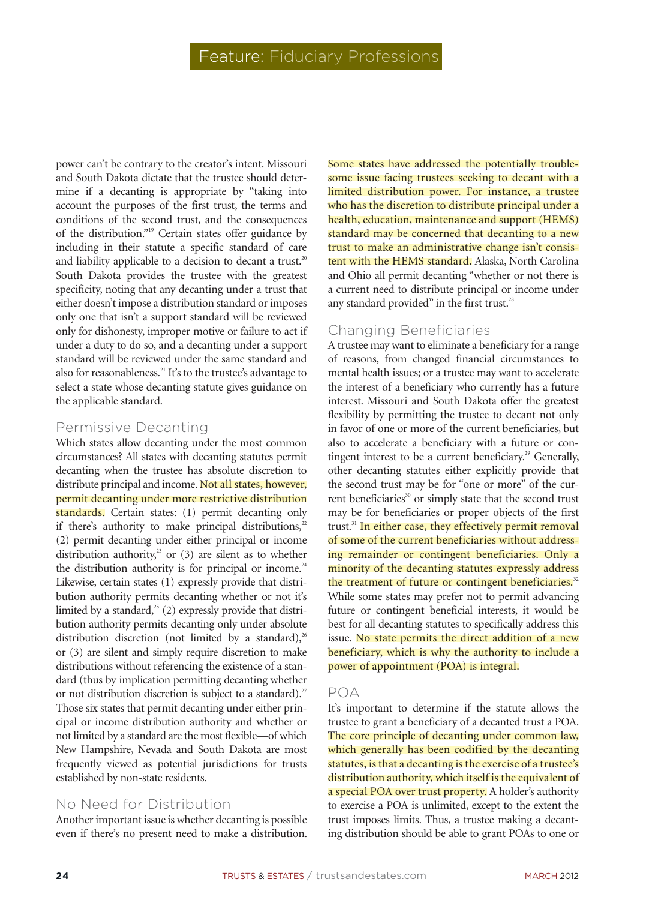power can't be contrary to the creator's intent. Missouri and South Dakota dictate that the trustee should determine if a decanting is appropriate by "taking into account the purposes of the first trust, the terms and conditions of the second trust, and the consequences of the distribution."[19] Certain states offer guidance by including in their statute a specific standard of care and liability applicable to a decision to decant a trust.[20] South Dakota provides the trustee with the greatest specificity, noting that any decanting under a trust that either doesn't impose a distribution standard or imposes only one that isn't a support standard will be reviewed only for dishonesty, improper motive or failure to act if under a duty to do so, and a decanting under a support standard will be reviewed under the same standard and also for reasonableness.[21] It's to the trustee's advantage to select a state whose decanting statute gives guidance on the applicable standard.

## Permissive Decanting

Which states allow decanting under the most common circumstances? All states with decanting statutes permit decanting when the trustee has absolute discretion to distribute principal and income. Not all states, however, permit decanting under more restrictive distribution standards. Certain states: (1) permit decanting only if there's authority to make principal distributions,[22] (2) permit decanting under either principal or income distribution authority,[23] or (3) are silent as to whether the distribution authority is for principal or income.[24] Likewise, certain states (1) expressly provide that distribution authority permits decanting whether or not it's limited by a standard,[25] (2) expressly provide that distribution authority permits decanting only under absolute distribution discretion (not limited by a standard),[26] or (3) are silent and simply require discretion to make distributions without referencing the existence of a standard (thus by implication permitting decanting whether or not distribution discretion is subject to a standard).[27] Those six states that permit decanting under either principal or income distribution authority and whether or not limited by a standard are the most flexible—of which New Hampshire, Nevada and South Dakota are most frequently viewed as potential jurisdictions for trusts established by non-state residents.

## No Need for Distribution

Another important issue is whether decanting is possible even if there's no present need to make a distribution. Some states have addressed the potentially troublesome issue facing trustees seeking to decant with a limited distribution power. For instance, a trustee who has the discretion to distribute principal under a health, education, maintenance and support (HEMS) standard may be concerned that decanting to a new trust to make an administrative change isn't consistent with the HEMS standard. Alaska, North Carolina and Ohio all permit decanting "whether or not there is a current need to distribute principal or income under any standard provided" in the first trust.[28]

## Changing Beneficiaries

A trustee may want to eliminate a beneficiary for a range of reasons, from changed financial circumstances to mental health issues; or a trustee may want to accelerate the interest of a beneficiary who currently has a future interest. Missouri and South Dakota offer the greatest flexibility by permitting the trustee to decant not only in favor of one or more of the current beneficiaries, but also to accelerate a beneficiary with a future or contingent interest to be a current beneficiary.[29] Generally, other decanting statutes either explicitly provide that the second trust may be for "one or more" of the current beneficiaries[30] or simply state that the second trust may be for beneficiaries or proper objects of the first trust.[31] In either case, they effectively permit removal of some of the current beneficiaries without addressing remainder or contingent beneficiaries. Only a minority of the decanting statutes expressly address the treatment of future or contingent beneficiaries.[32] While some states may prefer not to permit advancing future or contingent beneficial interests, it would be best for all decanting statutes to specifically address this issue. No state permits the direct addition of a new beneficiary, which is why the authority to include a power of appointment (POA) is integral.

## POA

It's important to determine if the statute allows the trustee to grant a beneficiary of a decanted trust a POA. The core principle of decanting under common law, which generally has been codified by the decanting statutes, is that a decanting is the exercise of a trustee's distribution authority, which itself is the equivalent of a special POA over trust property. A holder's authority to exercise a POA is unlimited, except to the extent the trust imposes limits. Thus, a trustee making a decanting distribution should be able to grant POAs to one or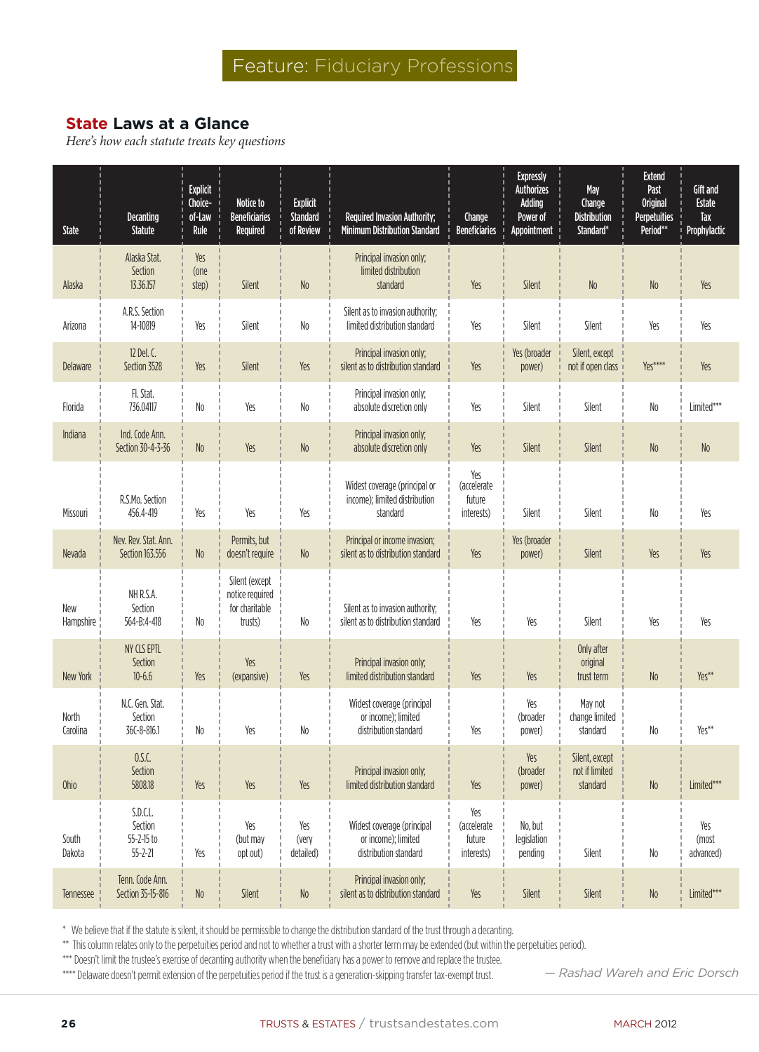Feature: Fiduciary Professions

## State Laws at a Glance

*Here's how each statute treats key questions*

| State | Decanting Statute | Explicit Choice-of-Law Rule | Notice to Beneficiaries Required | Explicit Standard of Review | Required Invasion Authority; Minimum Distribution Standard | Change Beneficiaries | Expressly Authorizes Adding Power of Appointment | May Change Distribution Standard* | Extend Past Original Perpetuities Period** | Gift and Estate Tax Prophylactic |
|---|---|---|---|---|---|---|---|---|---|---|
| Alaska | Alaska Stat. Section 13.36.157 | Yes (one step) | Silent | No | Principal invasion only; limited distribution standard | Yes | Silent | No | No | Yes |
| Arizona | A.R.S. Section 14-10819 | Yes | Silent | No | Silent as to invasion authority; limited distribution standard | Yes | Silent | Silent | Yes | Yes |
| Delaware | 12 Del. C. Section 3528 | Yes | Silent | Yes | Principal invasion only; silent as to distribution standard | Yes | Yes (broader power) | Silent, except not if open class | Yes**** | Yes |
| Florida | Fl. Stat. 736.04117 | No | Yes | No | Principal invasion only; absolute discretion only | Yes | Silent | Silent | No | Limited*** |
| Indiana | Ind. Code Ann. Section 30-4-3-36 | No | Yes | No | Principal invasion only; absolute discretion only | Yes | Silent | Silent | No | No |
| Missouri | R.S.Mo. Section 456.4-419 | Yes | Yes | Yes | Widest coverage (principal or income); limited distribution standard | Yes (accelerate future interests) | Silent | Silent | No | Yes |
| Nevada | Nev. Rev. Stat. Ann. Section 163.556 | No | Permits, but doesn't require | No | Principal or income invasion; silent as to distribution standard | Yes | Yes (broader power) | Silent | Yes | Yes |
| New Hampshire | NH R.S.A. Section 564-B:4-418 | No | Silent (except notice required for charitable trusts) | No | Silent as to invasion authority; silent as to distribution standard | Yes | Yes | Silent | Yes | Yes |
| New York | NY CLS EPTL Section 10-6.6 | Yes | Yes (expansive) | Yes | Principal invasion only; limited distribution standard | Yes | Yes | Only after original trust term | No | Yes** |
| North Carolina | N.C. Gen. Stat. Section 36C-8-816.1 | No | Yes | No | Widest coverage (principal or income); limited distribution standard | Yes | Yes (broader power) | May not change limited standard | No | Yes** |
| Ohio | O.S.C. Section 5808.18 | Yes | Yes | Yes | Principal invasion only; limited distribution standard | Yes | Yes (broader power) | Silent, except not if limited standard | No | Limited*** |
| South Dakota | S.D.C.L. Section 55-2-15 to 55-2-21 | Yes | Yes (but may opt out) | Yes (very detailed) | Widest coverage (principal or income); limited distribution standard | Yes (accelerate future interests) | No, but legislation pending | Silent | No | Yes (most advanced) |
| Tennessee | Tenn. Code Ann. Section 35-15-816 | No | Silent | No | Principal invasion only; silent as to distribution standard | Yes | Silent | Silent | No | Limited*** |

\* We believe that if the statute is silent, it should be permissible to change the distribution standard of the trust through a decanting.

\*\* This column relates only to the perpetuities period and not to whether a trust with a shorter term may be extended (but within the perpetuities period).

\*\*\* Doesn't limit the trustee's exercise of decanting authority when the beneficiary has a power to remove and replace the trustee.

\*\*\*\* Delaware doesn't permit extension of the perpetuities period if the trust is a generation-skipping transfer tax-exempt trust.

*— Rashad Wareh and Eric Dorsch*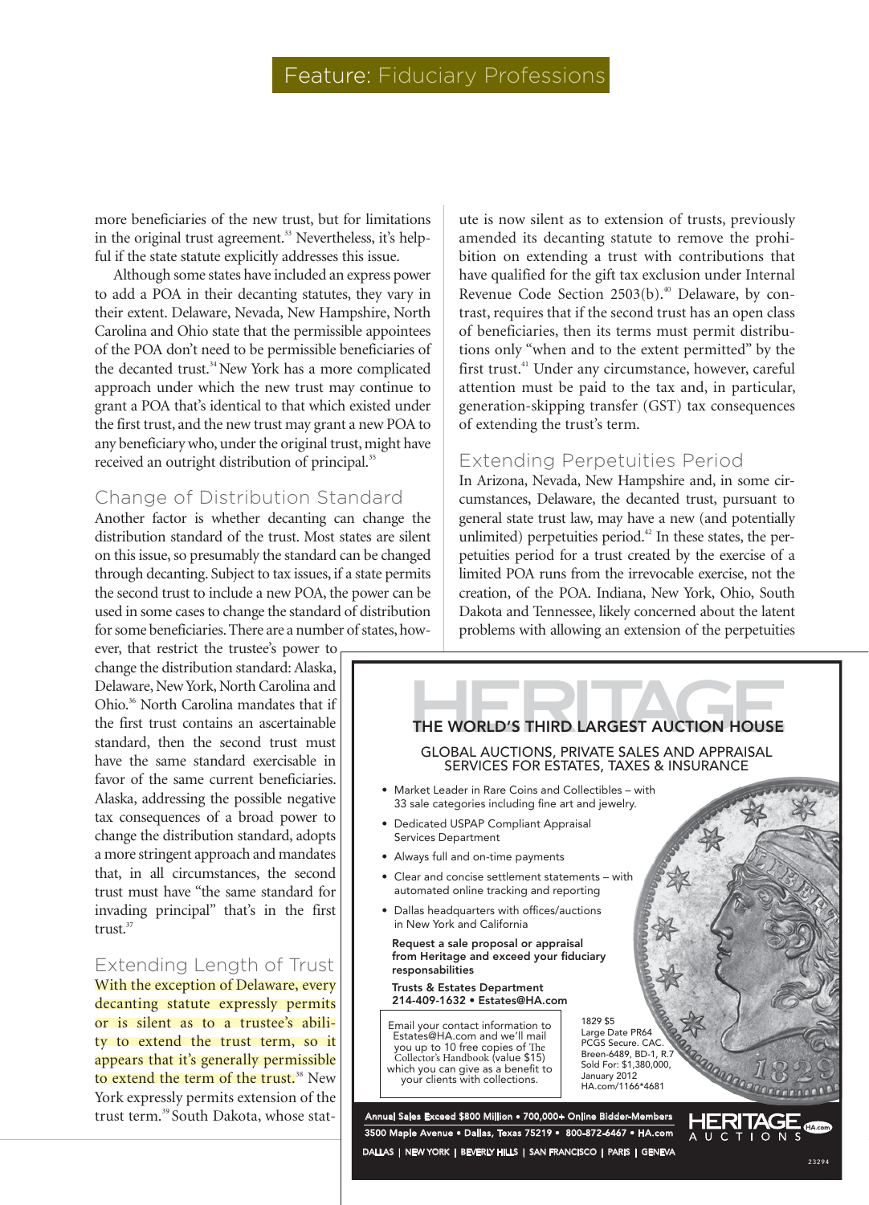more beneficiaries of the new trust, but for limitations in the original trust agreement.[33] Nevertheless, it's helpful if the state statute explicitly addresses this issue.

Although some states have included an express power to add a POA in their decanting statutes, they vary in their extent. Delaware, Nevada, New Hampshire, North Carolina and Ohio state that the permissible appointees of the POA don't need to be permissible beneficiaries of the decanted trust.[34] New York has a more complicated approach under which the new trust may continue to grant a POA that's identical to that which existed under the first trust, and the new trust may grant a new POA to any beneficiary who, under the original trust, might have received an outright distribution of principal.[35]

## Change of Distribution Standard

Another factor is whether decanting can change the distribution standard of the trust. Most states are silent on this issue, so presumably the standard can be changed through decanting. Subject to tax issues, if a state permits the second trust to include a new POA, the power can be used in some cases to change the standard of distribution for some beneficiaries. There are a number of states, however, that restrict the trustee's power to change the distribution standard: Alaska, Delaware, New York, North Carolina and Ohio.[36] North Carolina mandates that if the first trust contains an ascertainable standard, then the second trust must have the same standard exercisable in favor of the same current beneficiaries. Alaska, addressing the possible negative tax consequences of a broad power to change the distribution standard, adopts a more stringent approach and mandates that, in all circumstances, the second trust must have "the same standard for invading principal" that's in the first trust.[37]

## Extending Length of Trust

With the exception of Delaware, every decanting statute expressly permits or is silent as to a trustee's ability to extend the trust term, so it appears that it's generally permissible to extend the term of the trust.[38] New York expressly permits extension of the trust term.[39] South Dakota, whose statute is now silent as to extension of trusts, previously amended its decanting statute to remove the prohibition on extending a trust with contributions that have qualified for the gift tax exclusion under Internal Revenue Code Section 2503(b).[40] Delaware, by contrast, requires that if the second trust has an open class of beneficiaries, then its terms must permit distributions only "when and to the extent permitted" by the first trust.[41] Under any circumstance, however, careful attention must be paid to the tax and, in particular, generation-skipping transfer (GST) tax consequences of extending the trust's term.

## Extending Perpetuities Period

In Arizona, Nevada, New Hampshire and, in some circumstances, Delaware, the decanted trust, pursuant to general state trust law, may have a new (and potentially unlimited) perpetuities period.[42] In these states, the perpetuities period for a trust created by the exercise of a limited POA runs from the irrevocable exercise, not the creation, of the POA. Indiana, New York, Ohio, South Dakota and Tennessee, likely concerned about the latent problems with allowing an extension of the perpetuities

HERITAGE

THE WORLD'S THIRD LARGEST AUCTION HOUSE

GLOBAL AUCTIONS, PRIVATE SALES AND APPRAISAL SERVICES FOR ESTATES, TAXES & INSURANCE

- Market Leader in Rare Coins and Collectibles – with 33 sale categories including fine art and jewelry.
- Dedicated USPAP Compliant Appraisal Services Department
- Always full and on-time payments
- Clear and concise settlement statements – with automated online tracking and reporting
- Dallas headquarters with offices/auctions in New York and California

**Request a sale proposal or appraisal from Heritage and exceed your fiduciary responsabilities**

**Trusts & Estates Department**
**214-409-1632 • Estates@HA.com**

Email your contact information to Estates@HA.com and we'll mail you up to 10 free copies of The Collector's Handbook (value $15) which you can give as a benefit to your clients with collections.

1829 $5
Large Date PR64
PCGS Secure. CAC.
Breen-6489, BD-1, R.7
Sold For: $1,380,000,
January 2012
HA.com/1166*4681

Annual Sales Exceed $800 Million • 700,000+ Online Bidder-Members
3500 Maple Avenue • Dallas, Texas 75219 • 800-872-6467 • HA.com
DALLAS | NEW YORK | BEVERLY HILLS | SAN FRANCISCO | PARIS | GENEVA

HERITAGE AUCTIONS HA.com

23294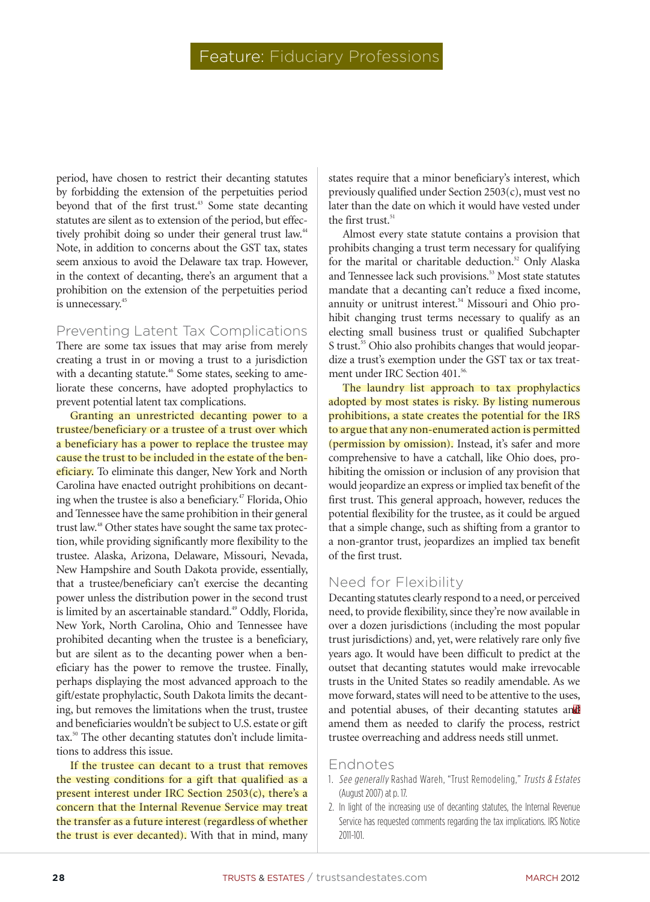period, have chosen to restrict their decanting statutes by forbidding the extension of the perpetuities period beyond that of the first trust.[43] Some state decanting statutes are silent as to extension of the period, but effectively prohibit doing so under their general trust law.[44] Note, in addition to concerns about the GST tax, states seem anxious to avoid the Delaware tax trap. However, in the context of decanting, there's an argument that a prohibition on the extension of the perpetuities period is unnecessary.[45]

## Preventing Latent Tax Complications

There are some tax issues that may arise from merely creating a trust in or moving a trust to a jurisdiction with a decanting statute.[46] Some states, seeking to ameliorate these concerns, have adopted prophylactics to prevent potential latent tax complications.

Granting an unrestricted decanting power to a trustee/beneficiary or a trustee of a trust over which a beneficiary has a power to replace the trustee may cause the trust to be included in the estate of the beneficiary. To eliminate this danger, New York and North Carolina have enacted outright prohibitions on decanting when the trustee is also a beneficiary.[47] Florida, Ohio and Tennessee have the same prohibition in their general trust law.[48] Other states have sought the same tax protection, while providing significantly more flexibility to the trustee. Alaska, Arizona, Delaware, Missouri, Nevada, New Hampshire and South Dakota provide, essentially, that a trustee/beneficiary can't exercise the decanting power unless the distribution power in the second trust is limited by an ascertainable standard.[49] Oddly, Florida, New York, North Carolina, Ohio and Tennessee have prohibited decanting when the trustee is a beneficiary, but are silent as to the decanting power when a beneficiary has the power to remove the trustee. Finally, perhaps displaying the most advanced approach to the gift/estate prophylactic, South Dakota limits the decanting, but removes the limitations when the trust, trustee and beneficiaries wouldn't be subject to U.S. estate or gift tax.[50] The other decanting statutes don't include limitations to address this issue.

If the trustee can decant to a trust that removes the vesting conditions for a gift that qualified as a present interest under IRC Section 2503(c), there's a concern that the Internal Revenue Service may treat the transfer as a future interest (regardless of whether the trust is ever decanted). With that in mind, many states require that a minor beneficiary's interest, which previously qualified under Section 2503(c), must vest no later than the date on which it would have vested under the first trust.[51]

Almost every state statute contains a provision that prohibits changing a trust term necessary for qualifying for the marital or charitable deduction.[52] Only Alaska and Tennessee lack such provisions.[53] Most state statutes mandate that a decanting can't reduce a fixed income, annuity or unitrust interest.[54] Missouri and Ohio prohibit changing trust terms necessary to qualify as an electing small business trust or qualified Subchapter S trust.[55] Ohio also prohibits changes that would jeopardize a trust's exemption under the GST tax or tax treatment under IRC Section 401.[56]

The laundry list approach to tax prophylactics adopted by most states is risky. By listing numerous prohibitions, a state creates the potential for the IRS to argue that any non-enumerated action is permitted (permission by omission). Instead, it's safer and more comprehensive to have a catchall, like Ohio does, prohibiting the omission or inclusion of any provision that would jeopardize an express or implied tax benefit of the first trust. This general approach, however, reduces the potential flexibility for the trustee, as it could be argued that a simple change, such as shifting from a grantor to a non-grantor trust, jeopardizes an implied tax benefit of the first trust.

## Need for Flexibility

Decanting statutes clearly respond to a need, or perceived need, to provide flexibility, since they're now available in over a dozen jurisdictions (including the most popular trust jurisdictions) and, yet, were relatively rare only five years ago. It would have been difficult to predict at the outset that decanting statutes would make irrevocable trusts in the United States so readily amendable. As we move forward, states will need to be attentive to the uses, and potential abuses, of their decanting statutes and amend them as needed to clarify the process, restrict trustee overreaching and address needs still unmet.

## Endnotes

1. *See generally* Rashad Wareh, "Trust Remodeling," *Trusts & Estates* (August 2007) at p. 17.
2. In light of the increasing use of decanting statutes, the Internal Revenue Service has requested comments regarding the tax implications. IRS Notice 2011-101.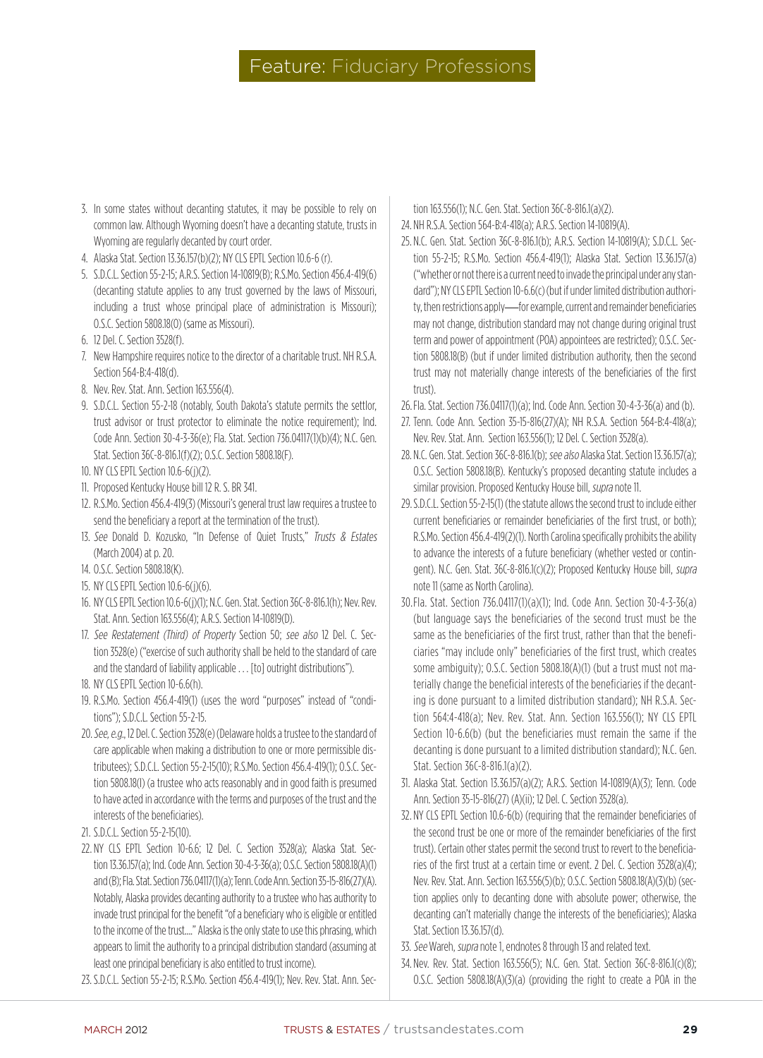3. In some states without decanting statutes, it may be possible to rely on common law. Although Wyoming doesn't have a decanting statute, trusts in Wyoming are regularly decanted by court order.
4. Alaska Stat. Section 13.36.157(b)(2); NY CLS EPTL Section 10.6-6 (r).
5. S.D.C.L. Section 55-2-15; A.R.S. Section 14-10819(B); R.S.Mo. Section 456.4-419(6) (decanting statute applies to any trust governed by the laws of Missouri, including a trust whose principal place of administration is Missouri); O.S.C. Section 5808.18(O) (same as Missouri).
6. 12 Del. C. Section 3528(f).
7. New Hampshire requires notice to the director of a charitable trust. NH R.S.A. Section 564-B:4-418(d).
8. Nev. Rev. Stat. Ann. Section 163.556(4).
9. S.D.C.L. Section 55-2-18 (notably, South Dakota's statute permits the settlor, trust advisor or trust protector to eliminate the notice requirement); Ind. Code Ann. Section 30-4-3-36(e); Fla. Stat. Section 736.04117(1)(b)(4); N.C. Gen. Stat. Section 36C-8-816.1(f)(2); O.S.C. Section 5808.18(F).
10. NY CLS EPTL Section 10.6-6(j)(2).
11. Proposed Kentucky House bill 12 R. S. BR 341.
12. R.S.Mo. Section 456.4-419(3) (Missouri's general trust law requires a trustee to send the beneficiary a report at the termination of the trust).
13. *See* Donald D. Kozusko, "In Defense of Quiet Trusts," *Trusts & Estates* (March 2004) at p. 20.
14. O.S.C. Section 5808.18(K).
15. NY CLS EPTL Section 10.6-6(j)(6).
16. NY CLS EPTL Section 10.6-6(j)(1); N.C. Gen. Stat. Section 36C-8-816.1(h); Nev. Rev. Stat. Ann. Section 163.556(4); A.R.S. Section 14-10819(D).
17. *See Restatement (Third) of Property* Section 50; *see also* 12 Del. C. Section 3528(e) ("exercise of such authority shall be held to the standard of care and the standard of liability applicable . . . [to] outright distributions").
18. NY CLS EPTL Section 10-6.6(h).
19. R.S.Mo. Section 456.4-419(1) (uses the word "purposes" instead of "conditions"); S.D.C.L. Section 55-2-15.
20. *See, e.g.*, 12 Del. C. Section 3528(e) (Delaware holds a trustee to the standard of care applicable when making a distribution to one or more permissible distributees); S.D.C.L. Section 55-2-15(10); R.S.Mo. Section 456.4-419(1); O.S.C. Section 5808.18(I) (a trustee who acts reasonably and in good faith is presumed to have acted in accordance with the terms and purposes of the trust and the interests of the beneficiaries).
21. S.D.C.L. Section 55-2-15(10).
22. NY CLS EPTL Section 10-6.6; 12 Del. C. Section 3528(a); Alaska Stat. Section 13.36.157(a); Ind. Code Ann. Section 30-4-3-36(a); O.S.C. Section 5808.18(A)(1) and (B); Fla. Stat. Section 736.04117(1)(a); Tenn. Code Ann. Section 35-15-816(27)(A). Notably, Alaska provides decanting authority to a trustee who has authority to invade trust principal for the benefit "of a beneficiary who is eligible or entitled to the income of the trust...." Alaska is the only state to use this phrasing, which appears to limit the authority to a principal distribution standard (assuming at least one principal beneficiary is also entitled to trust income).
23. S.D.C.L. Section 55-2-15; R.S.Mo. Section 456.4-419(1); Nev. Rev. Stat. Ann. Section 163.556(1); N.C. Gen. Stat. Section 36C-8-816.1(a)(2).
24. NH R.S.A. Section 564-B:4-418(a); A.R.S. Section 14-10819(A).
25. N.C. Gen. Stat. Section 36C-8-816.1(b); A.R.S. Section 14-10819(A); S.D.C.L. Section 55-2-15; R.S.Mo. Section 456.4-419(1); Alaska Stat. Section 13.36.157(a) ("whether or not there is a current need to invade the principal under any standard"); NY CLS EPTL Section 10-6.6(c) (but if under limited distribution authority, then restrictions apply—for example, current and remainder beneficiaries may not change, distribution standard may not change during original trust term and power of appointment (POA) appointees are restricted); O.S.C. Section 5808.18(B) (but if under limited distribution authority, then the second trust may not materially change interests of the beneficiaries of the first trust).
26. Fla. Stat. Section 736.04117(1)(a); Ind. Code Ann. Section 30-4-3-36(a) and (b).
27. Tenn. Code Ann. Section 35-15-816(27)(A); NH R.S.A. Section 564-B:4-418(a); Nev. Rev. Stat. Ann. Section 163.556(1); 12 Del. C. Section 3528(a).
28. N.C. Gen. Stat. Section 36C-8-816.1(b); *see also* Alaska Stat. Section 13.36.157(a); O.S.C. Section 5808.18(B). Kentucky's proposed decanting statute includes a similar provision. Proposed Kentucky House bill, *supra* note 11.
29. S.D.C.L. Section 55-2-15(1) (the statute allows the second trust to include either current beneficiaries or remainder beneficiaries of the first trust, or both); R.S.Mo. Section 456.4-419(2)(1). North Carolina specifically prohibits the ability to advance the interests of a future beneficiary (whether vested or contingent). N.C. Gen. Stat. 36C-8-816.1(c)(2); Proposed Kentucky House bill, *supra* note 11 (same as North Carolina).
30. Fla. Stat. Section 736.04117(1)(a)(1); Ind. Code Ann. Section 30-4-3-36(a) (but language says the beneficiaries of the second trust must be the same as the beneficiaries of the first trust, rather than that the beneficiaries "may include only" beneficiaries of the first trust, which creates some ambiguity); O.S.C. Section 5808.18(A)(1) (but a trust must not materially change the beneficial interests of the beneficiaries if the decanting is done pursuant to a limited distribution standard); NH R.S.A. Section 564:4-418(a); Nev. Rev. Stat. Ann. Section 163.556(1); NY CLS EPTL Section 10-6.6(b) (but the beneficiaries must remain the same if the decanting is done pursuant to a limited distribution standard); N.C. Gen. Stat. Section 36C-8-816.1(a)(2).
31. Alaska Stat. Section 13.36.157(a)(2); A.R.S. Section 14-10819(A)(3); Tenn. Code Ann. Section 35-15-816(27) (A)(ii); 12 Del. C. Section 3528(a).
32. NY CLS EPTL Section 10.6-6(b) (requiring that the remainder beneficiaries of the second trust be one or more of the remainder beneficiaries of the first trust). Certain other states permit the second trust to revert to the beneficiaries of the first trust at a certain time or event. 2 Del. C. Section 3528(a)(4); Nev. Rev. Stat. Ann. Section 163.556(5)(b); O.S.C. Section 5808.18(A)(3)(b) (section applies only to decanting done with absolute power; otherwise, the decanting can't materially change the interests of the beneficiaries); Alaska Stat. Section 13.36.157(d).
33. *See* Wareh, *supra* note 1, endnotes 8 through 13 and related text.
34. Nev. Rev. Stat. Section 163.556(5); N.C. Gen. Stat. Section 36C-8-816.1(c)(8); O.S.C. Section 5808.18(A)(3)(a) (providing the right to create a POA in the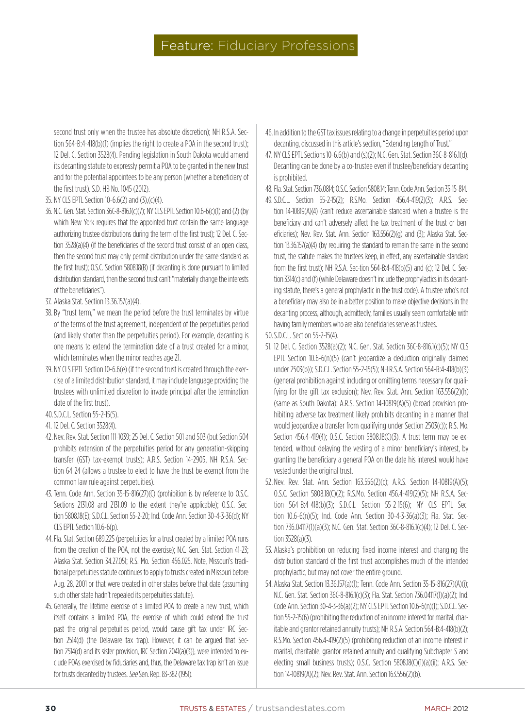second trust only when the trustee has absolute discretion); NH R.S.A. Section 564-B:4-418(b)(1) (implies the right to create a POA in the second trust); 12 Del. C. Section 3528(4). Pending legislation in South Dakota would amend its decanting statute to expressly permit a POA to be granted in the new trust and for the potential appointees to be any person (whether a beneficiary of the first trust). S.D. HB No. 1045 (2012).

35. NY CLS EPTL Section 10-6.6(2) and (3),(c)(4).
36. N.C. Gen. Stat. Section 36C-8-816.1(c)(7); NY CLS EPTL Section 10.6-6(c)(1) and (2) (by which New York requires that the appointed trust contain the same language authorizing trustee distributions during the term of the first trust); 12 Del. C. Section 3528(a)(4) (if the beneficiaries of the second trust consist of an open class, then the second trust may only permit distribution under the same standard as the first trust); O.S.C. Section 5808.18(B) (if decanting is done pursuant to limited distribution standard, then the second trust can't "materially change the interests of the beneficiaries").
37. Alaska Stat. Section 13.36.157(a)(4).
38. By "trust term," we mean the period before the trust terminates by virtue of the terms of the trust agreement, independent of the perpetuities period (and likely shorter than the perpetuities period). For example, decanting is one means to extend the termination date of a trust created for a minor, which terminates when the minor reaches age 21.
39. NY CLS EPTL Section 10-6.6(e) (if the second trust is created through the exercise of a limited distribution standard, it may include language providing the trustees with unlimited discretion to invade principal after the termination date of the first trust).
40. S.D.C.L. Section 55-2-15(5).
41. 12 Del. C. Section 3528(4).
42. Nev. Rev. Stat. Section 111-1039; 25 Del. C. Section 501 and 503 (but Section 504 prohibits extension of the perpetuities period for any generation-skipping transfer (GST) tax-exempt trusts); A.R.S. Section 14-2905, NH R.S.A. Section 64-24 (allows a trustee to elect to have the trust be exempt from the common law rule against perpetuities).
43. Tenn. Code Ann. Section 35-15-816(27)(C) (prohibition is by reference to O.S.C. Sections 2131.08 and 2131.09 to the extent they're applicable); O.S.C. Section 5808.18(E); S.D.C.L. Section 55-2-20; Ind. Code Ann. Section 30-4-3-36(d); NY CLS EPTL Section 10.6-6(p).
44. Fla. Stat. Section 689.225 (perpetuities for a trust created by a limited POA runs from the creation of the POA, not the exercise); N.C. Gen. Stat. Section 41-23; Alaska Stat. Section 34.27.051; R.S. Mo. Section 456.025. Note, Missouri's traditional perpetuities statute continues to apply to trusts created in Missouri before Aug. 28, 2001 or that were created in other states before that date (assuming such other state hadn't repealed its perpetuities statute).
45. Generally, the lifetime exercise of a limited POA to create a new trust, which itself contains a limited POA, the exercise of which could extend the trust past the original perpetuities period, would cause gift tax under IRC Section 2514(d) (the Delaware tax trap). However, it can be argued that Section 2514(d) and its sister provision, IRC Section 2041(a)(3)), were intended to exclude POAs exercised by fiduciaries and, thus, the Delaware tax trap isn't an issue for trusts decanted by trustees. *See* Sen. Rep. 83-382 (1951).
46. In addition to the GST tax issues relating to a change in perpetuities period upon decanting, discussed in this article's section, "Extending Length of Trust."
47. NY CLS EPTL Sections 10-6.6(b) and (s)(2); N.C. Gen. Stat. Section 36C-8-816.1(d). Decanting can be done by a co-trustee even if trustee/beneficiary decanting is prohibited.
48. Fla. Stat. Section 736.0814; O.S.C. Section 5808.14; Tenn. Code Ann. Section 35-15-814.
49. S.D.C.L. Section 55-2-15(2); R.S.Mo. Section 456.4-419(2)(3); A.R.S. Section 14-10819(A)(4) (can't reduce ascertainable standard when a trustee is the beneficiary and can't adversely affect the tax treatment of the trust or beneficiaries); Nev. Rev. Stat. Ann. Section 163.556(2)(g) and (3); Alaska Stat. Section 13.36.157(a)(4) (by requiring the standard to remain the same in the second trust, the statute makes the trustees keep, in effect, any ascertainable standard from the first trust); NH R.S.A. Sec-tion 564-B:4-418(b)(5) and (c); 12 Del. C. Section 3314(c) and (f) (while Delaware doesn't include the prophylactics in its decanting statute, there's a general prophylactic in the trust code). A trustee who's not a beneficiary may also be in a better position to make objective decisions in the decanting process, although, admittedly, families usually seem comfortable with having family members who are also beneficiaries serve as trustees.
50. S.D.C.L. Section 55-2-15(4).
51. 12 Del. C. Section 3528(a)(2); N.C. Gen. Stat. Section 36C-8-816.1(c)(5); NY CLS EPTL Section 10.6-6(n)(5) (can't jeopardize a deduction originally claimed under 2503(b)); S.D.C.L. Section 55-2-15(5); NH R.S.A. Section 564-B:4-418(b)(3) (general prohibition against including or omitting terms necessary for qualifying for the gift tax exclusion); Nev. Rev. Stat. Ann. Section 163.556(2)(h) (same as South Dakota); A.R.S. Section 14-10819(A)(5) (broad provision prohibiting adverse tax treatment likely prohibits decanting in a manner that would jeopardize a transfer from qualifying under Section 2503(c)); R.S. Mo. Section 456.4-419(4); O.S.C. Section 5808.18(C)(3). A trust term may be extended, without delaying the vesting of a minor beneficiary's interest, by granting the beneficiary a general POA on the date his interest would have vested under the original trust.
52. Nev. Rev. Stat. Ann. Section 163.556(2)(c); A.R.S. Section 14-10819(A)(5); O.S.C. Section 5808.18(C)(2); R.S.Mo. Section 456.4-419(2)(5); NH R.S.A. Section 564-B:4-418(b)(3); S.D.C.L. Section 55-2-15(6); NY CLS EPTL Section 10.6-6(n)(5); Ind. Code Ann. Section 30-4-3-36(a)(3); Fla. Stat. Section 736.04117(1)(a)(3); N.C. Gen. Stat. Section 36C-8-816.1(c)(4); 12 Del. C. Section 3528(a)(3).
53. Alaska's prohibition on reducing fixed income interest and changing the distribution standard of the first trust accomplishes much of the intended prophylactic, but may not cover the entire ground.
54. Alaska Stat. Section 13.36.157(a)(1); Tenn. Code Ann. Section 35-15-816(27)(A)(i); N.C. Gen. Stat. Section 36C-8-816.1(c)(3); Fla. Stat. Section 736.04117(1)(a)(2); Ind. Code Ann. Section 30-4-3-36(a)(2); NY CLS EPTL Section 10.6-6(n)(1); S.D.C.L. Section 55-2-15(6) (prohibiting the reduction of an income interest for marital, charitable and grantor retained annuity trusts); NH R.S.A. Section 564-B:4-418(b)(2); R.S.Mo. Section 456.4-419(2)(5) (prohibiting reduction of an income interest in marital, charitable, grantor retained annuity and qualifying Subchapter S and electing small business trusts); O.S.C. Section 5808.18(C)(1)(a)(ii); A.R.S. Section 14-10819(A)(2); Nev. Rev. Stat. Ann. Section 163.556(2)(b).